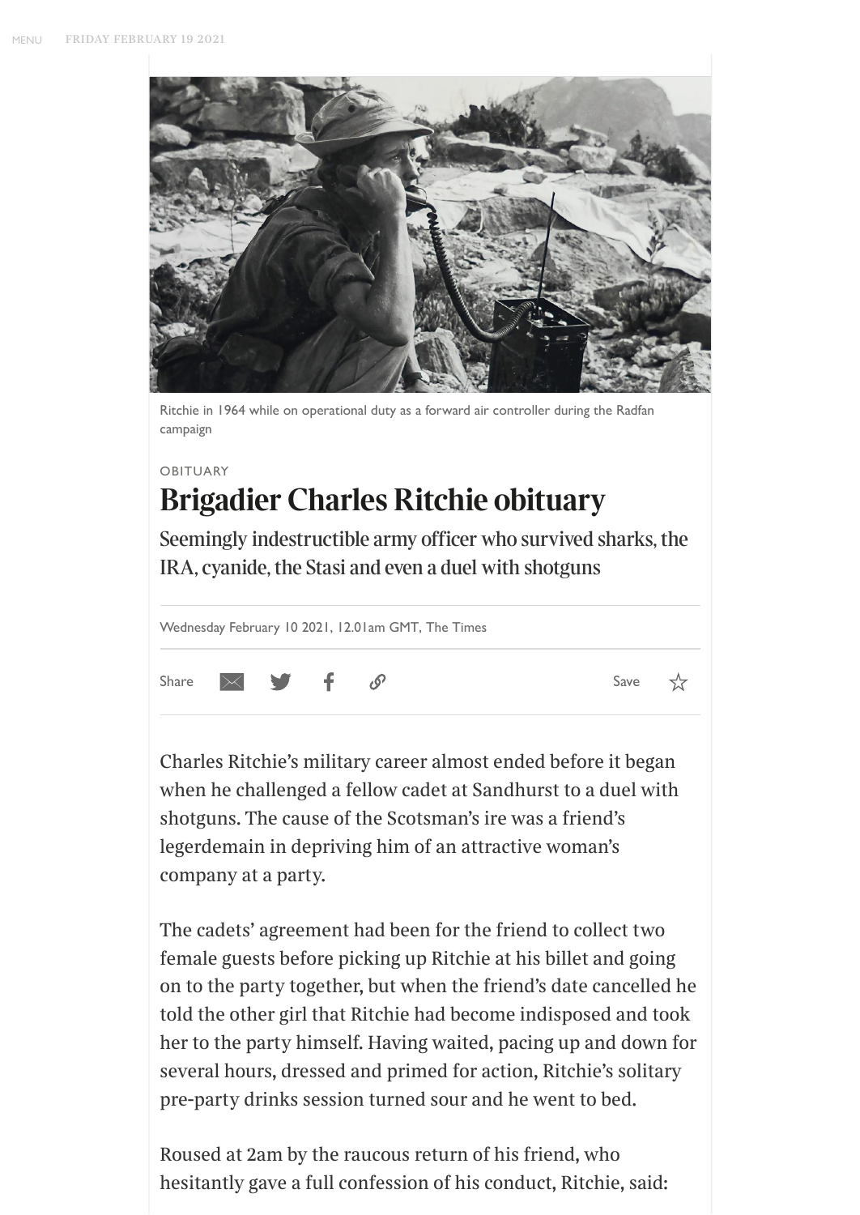Ritchie in 1964 while on operational duty as a forward air controller during the Radfan campaign

OBITUARY

# Brigadier Charles Ritchie obituary

## Seemingly indestructible army officer who survived sharks, the IRA, cyanide, the Stasi and even a duel with shotguns

Wednesday February 10 2021, 12.01am GMT, The Times

Charles Ritchie's military career almost ended before it began when he challenged a fellow cadet at Sandhurst to a duel with shotguns. The cause of the Scotsman's ire was a friend's legerdemain in depriving him of an attractive woman's company at a party.

The cadets' agreement had been for the friend to collect two female guests before picking up Ritchie at his billet and going on to the party together, but when the friend's date cancelled he told the other girl that Ritchie had become indisposed and took her to the party himself. Having waited, pacing up and down for several hours, dressed and primed for action, Ritchie's solitary pre-party drinks session turned sour and he went to bed.

Roused at 2am by the raucous return of his friend, who hesitantly gave a full confession of his conduct, Ritchie, said: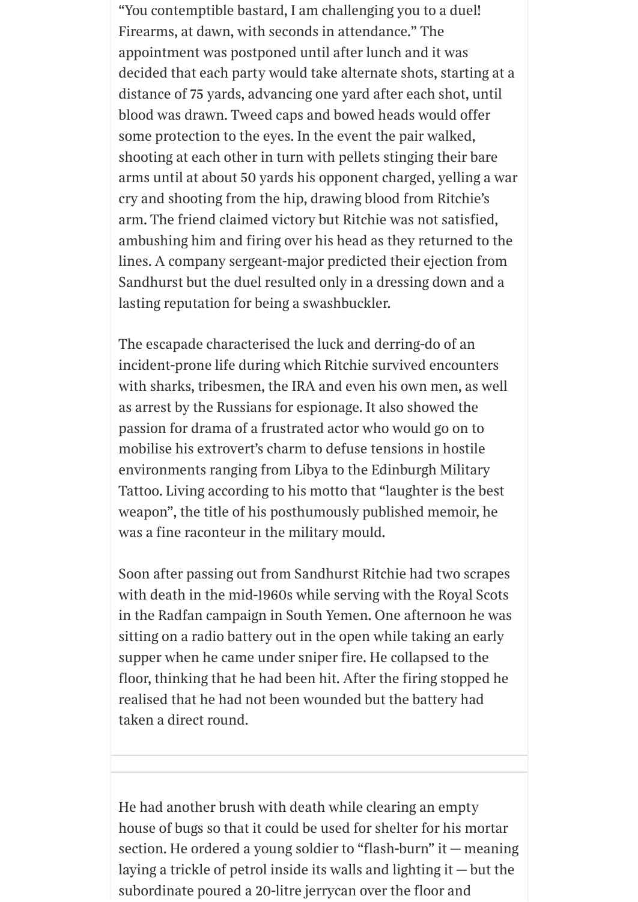“You contemptible bastard, I am challenging you to a duel! Firearms, at dawn, with seconds in attendance.” The appointment was postponed until after lunch and it was decided that each party would take alternate shots, starting at a distance of 75 yards, advancing one yard after each shot, until blood was drawn. Tweed caps and bowed heads would offer some protection to the eyes. In the event the pair walked, shooting at each other in turn with pellets stinging their bare arms until at about 50 yards his opponent charged, yelling a war cry and shooting from the hip, drawing blood from Ritchie’s arm. The friend claimed victory but Ritchie was not satisfied, ambushing him and firing over his head as they returned to the lines. A company sergeant-major predicted their ejection from Sandhurst but the duel resulted only in a dressing down and a lasting reputation for being a swashbuckler.

The escapade characterised the luck and derring-do of an incident-prone life during which Ritchie survived encounters with sharks, tribesmen, the IRA and even his own men, as well as arrest by the Russians for espionage. It also showed the passion for drama of a frustrated actor who would go on to mobilise his extrovert’s charm to defuse tensions in hostile environments ranging from Libya to the Edinburgh Military Tattoo. Living according to his motto that “laughter is the best weapon”, the title of his posthumously published memoir, he was a fine raconteur in the military mould.

Soon after passing out from Sandhurst Ritchie had two scrapes with death in the mid-1960s while serving with the Royal Scots in the Radfan campaign in South Yemen. One afternoon he was sitting on a radio battery out in the open while taking an early supper when he came under sniper fire. He collapsed to the floor, thinking that he had been hit. After the firing stopped he realised that he had not been wounded but the battery had taken a direct round.

He had another brush with death while clearing an empty house of bugs so that it could be used for shelter for his mortar section. He ordered a young soldier to “flash-burn” it — meaning laying a trickle of petrol inside its walls and lighting it — but the subordinate poured a 20-litre jerrycan over the floor and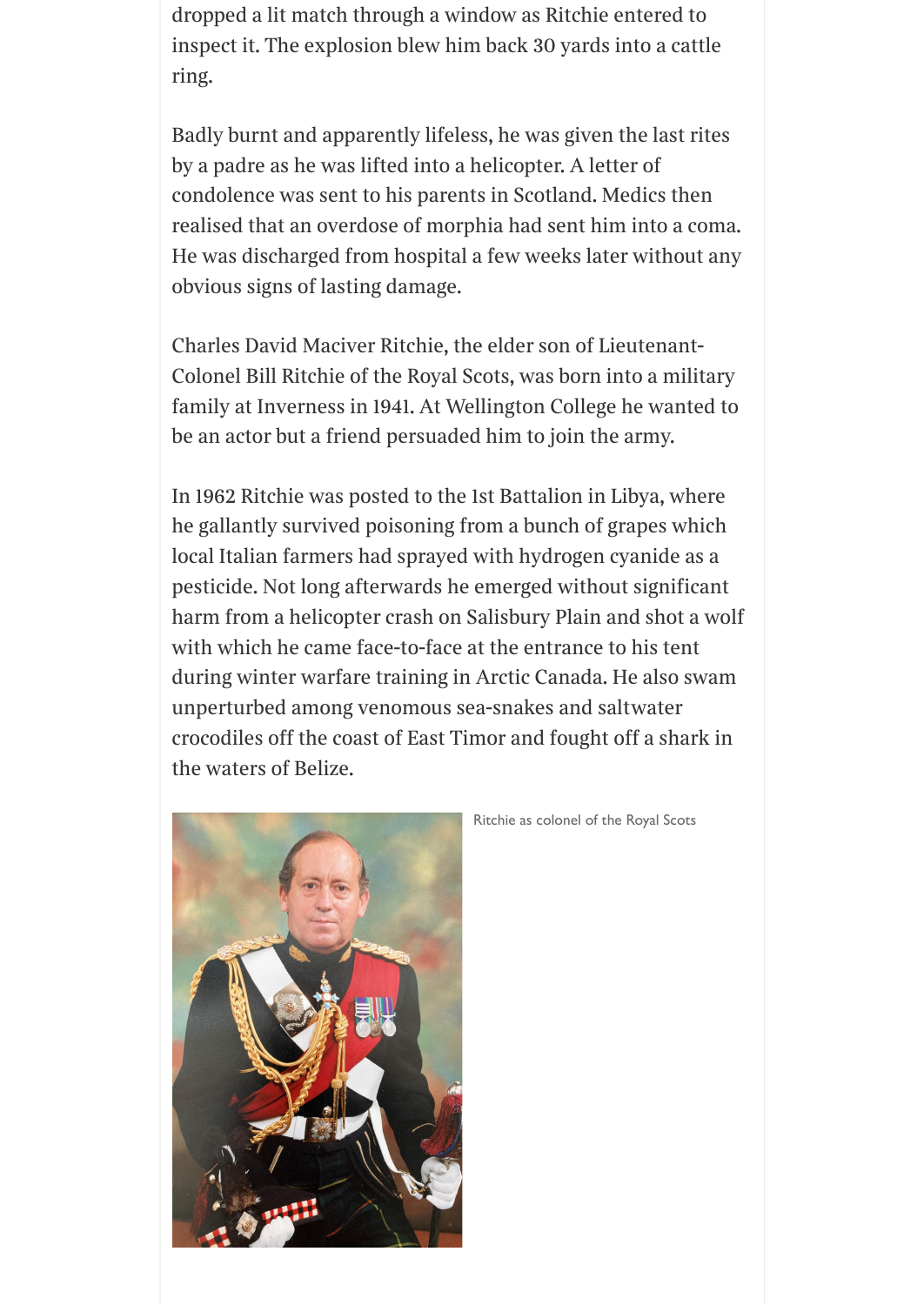dropped a lit match through a window as Ritchie entered to inspect it. The explosion blew him back 30 yards into a cattle ring.

Badly burnt and apparently lifeless, he was given the last rites by a padre as he was lifted into a helicopter. A letter of condolence was sent to his parents in Scotland. Medics then realised that an overdose of morphia had sent him into a coma. He was discharged from hospital a few weeks later without any obvious signs of lasting damage.

Charles David Maciver Ritchie, the elder son of Lieutenant-Colonel Bill Ritchie of the Royal Scots, was born into a military family at Inverness in 1941. At Wellington College he wanted to be an actor but a friend persuaded him to join the army.

In 1962 Ritchie was posted to the 1st Battalion in Libya, where he gallantly survived poisoning from a bunch of grapes which local Italian farmers had sprayed with hydrogen cyanide as a pesticide. Not long afterwards he emerged without significant harm from a helicopter crash on Salisbury Plain and shot a wolf with which he came face-to-face at the entrance to his tent during winter warfare training in Arctic Canada. He also swam unperturbed among venomous sea-snakes and saltwater crocodiles off the coast of East Timor and fought off a shark in the waters of Belize.

Ritchie as colonel of the Royal Scots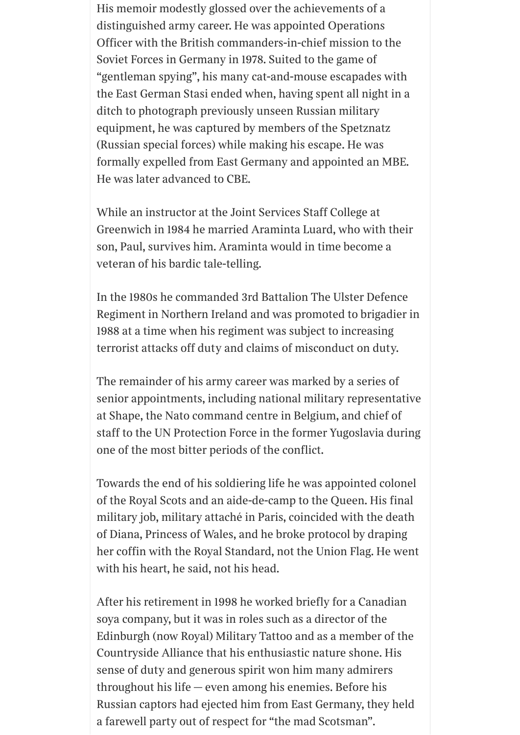His memoir modestly glossed over the achievements of a distinguished army career. He was appointed Operations Officer with the British commanders-in-chief mission to the Soviet Forces in Germany in 1978. Suited to the game of "gentleman spying", his many cat-and-mouse escapades with the East German Stasi ended when, having spent all night in a ditch to photograph previously unseen Russian military equipment, he was captured by members of the Spetznatz (Russian special forces) while making his escape. He was formally expelled from East Germany and appointed an MBE. He was later advanced to CBE.

While an instructor at the Joint Services Staff College at Greenwich in 1984 he married Araminta Luard, who with their son, Paul, survives him. Araminta would in time become a veteran of his bardic tale-telling.

In the 1980s he commanded 3rd Battalion The Ulster Defence Regiment in Northern Ireland and was promoted to brigadier in 1988 at a time when his regiment was subject to increasing terrorist attacks off duty and claims of misconduct on duty.

The remainder of his army career was marked by a series of senior appointments, including national military representative at Shape, the Nato command centre in Belgium, and chief of staff to the UN Protection Force in the former Yugoslavia during one of the most bitter periods of the conflict.

Towards the end of his soldiering life he was appointed colonel of the Royal Scots and an aide-de-camp to the Queen. His final military job, military attaché in Paris, coincided with the death of Diana, Princess of Wales, and he broke protocol by draping her coffin with the Royal Standard, not the Union Flag. He went with his heart, he said, not his head.

After his retirement in 1998 he worked briefly for a Canadian soya company, but it was in roles such as a director of the Edinburgh (now Royal) Military Tattoo and as a member of the Countryside Alliance that his enthusiastic nature shone. His sense of duty and generous spirit won him many admirers throughout his life — even among his enemies. Before his Russian captors had ejected him from East Germany, they held a farewell party out of respect for "the mad Scotsman".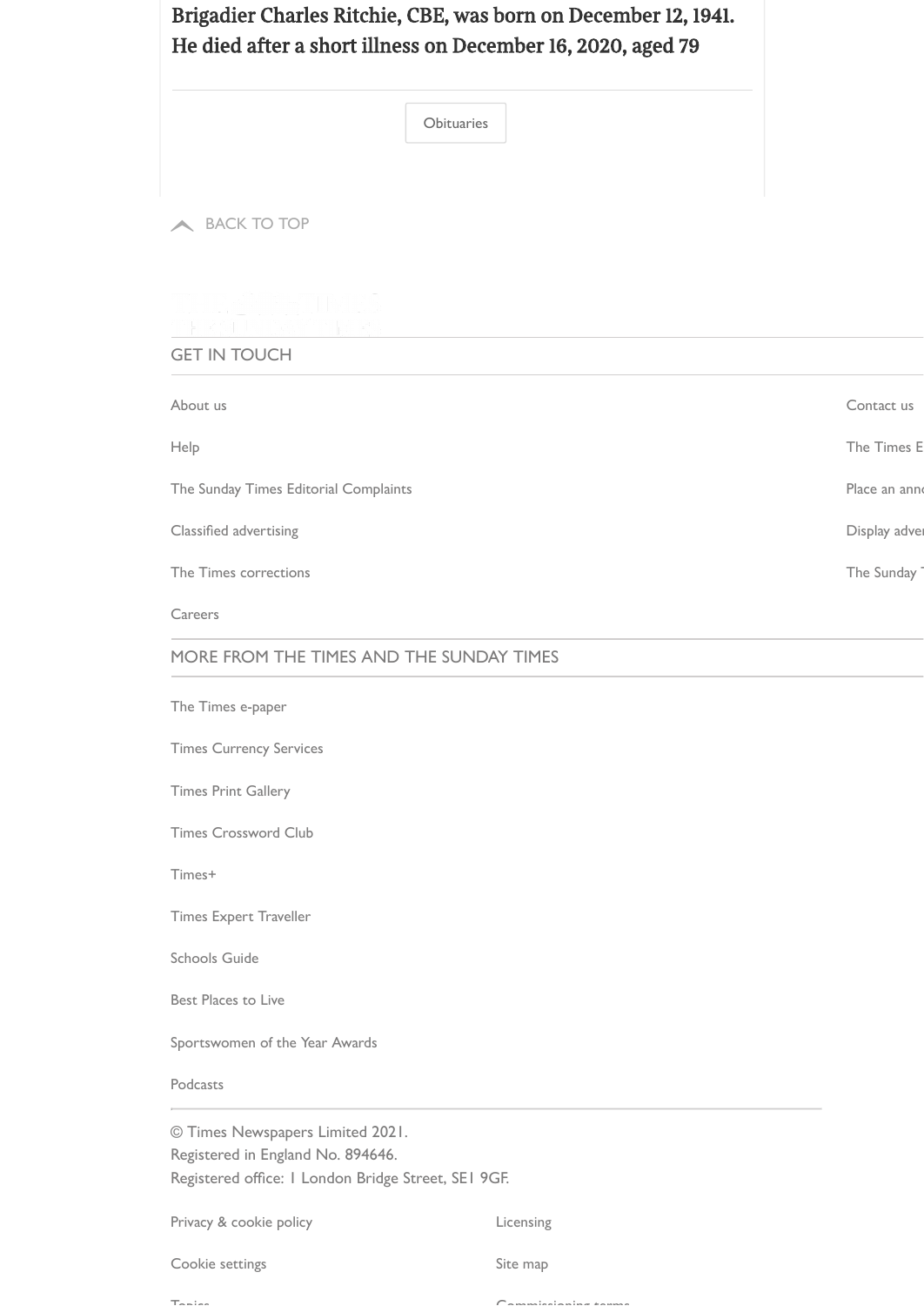**Brigadier Charles Ritchie, CBE, was born on December 12, 1941. He died after a short illness on December 16, 2020, aged 79**

Obituaries

BACK TO TOP

GET IN TOUCH

About us

Contact us

Help

The Times E

The Sunday Times Editorial Complaints

Place an anno

Classified advertising

Display adver

The Times corrections

The Sunday T

Careers

MORE FROM THE TIMES AND THE SUNDAY TIMES

The Times e-paper

Times Currency Services

Times Print Gallery

Times Crossword Club

Times+

Times Expert Traveller

Schools Guide

Best Places to Live

Sportswomen of the Year Awards

Podcasts

© Times Newspapers Limited 2021.
Registered in England No. 894646.
Registered office: 1 London Bridge Street, SE1 9GF.

Privacy & cookie policy

Licensing

Cookie settings

Site map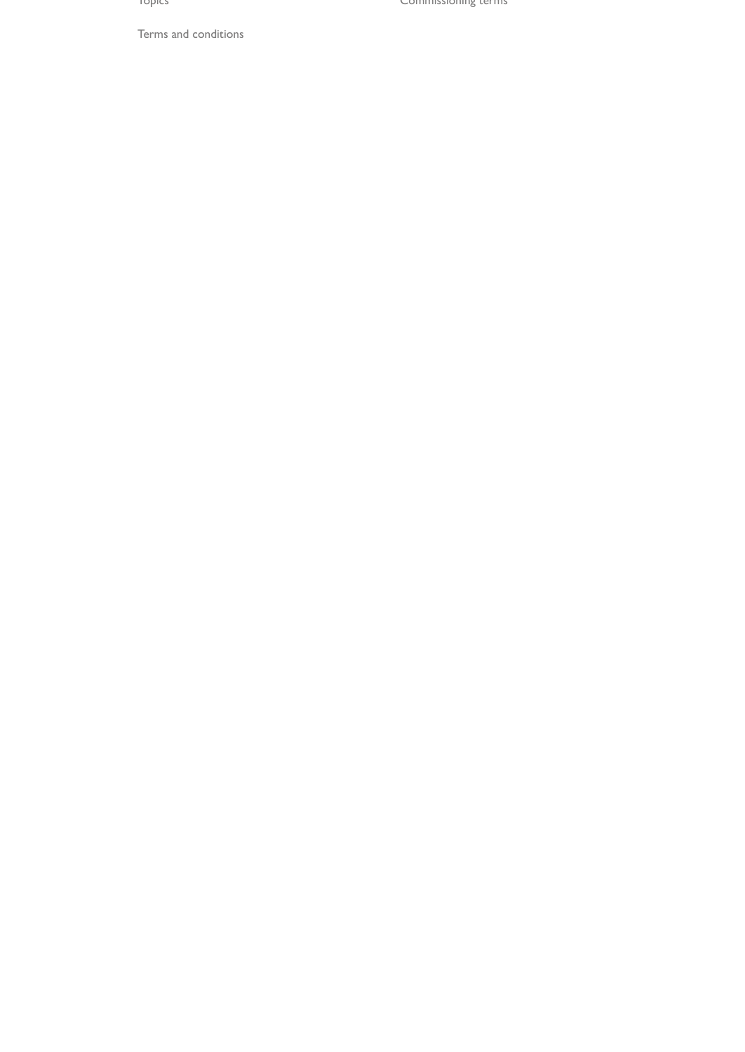Topics

Commissioning terms

Terms and conditions